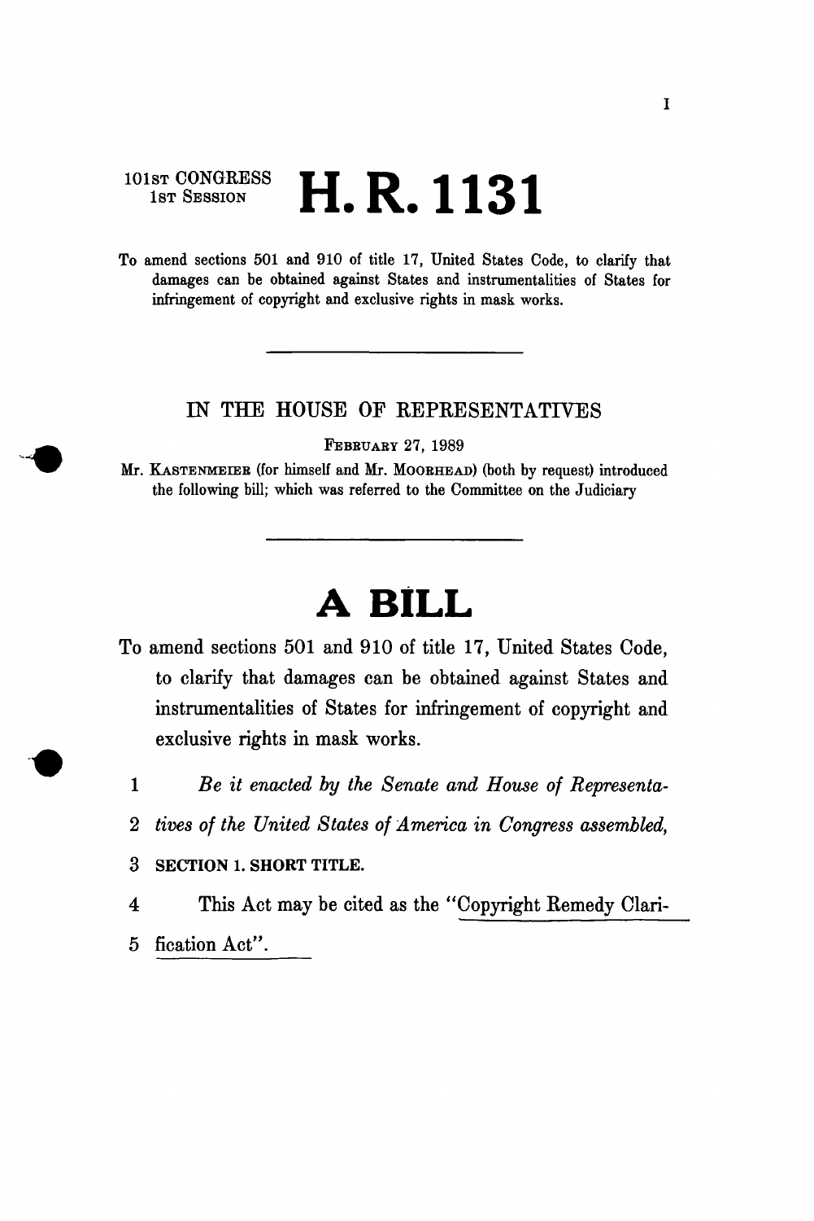101st CONGRESS
1st Session

# H. R. 1131

To amend sections 501 and 910 of title 17, United States Code, to clarify that damages can be obtained against States and instrumentalities of States for infringement of copyright and exclusive rights in mask works.

---

IN THE HOUSE OF REPRESENTATIVES

February 27, 1989

Mr. Kastenmeier (for himself and Mr. Moorhead) (both by request) introduced the following bill; which was referred to the Committee on the Judiciary

---

# A BILL

To amend sections 501 and 910 of title 17, United States Code, to clarify that damages can be obtained against States and instrumentalities of States for infringement of copyright and exclusive rights in mask works.

1 *Be it enacted by the Senate and House of Representa-*
2 *tives of the United States of America in Congress assembled,*
3 **SECTION 1. SHORT TITLE.**
4 This Act may be cited as the "Copyright Remedy Clari-
5 fication Act".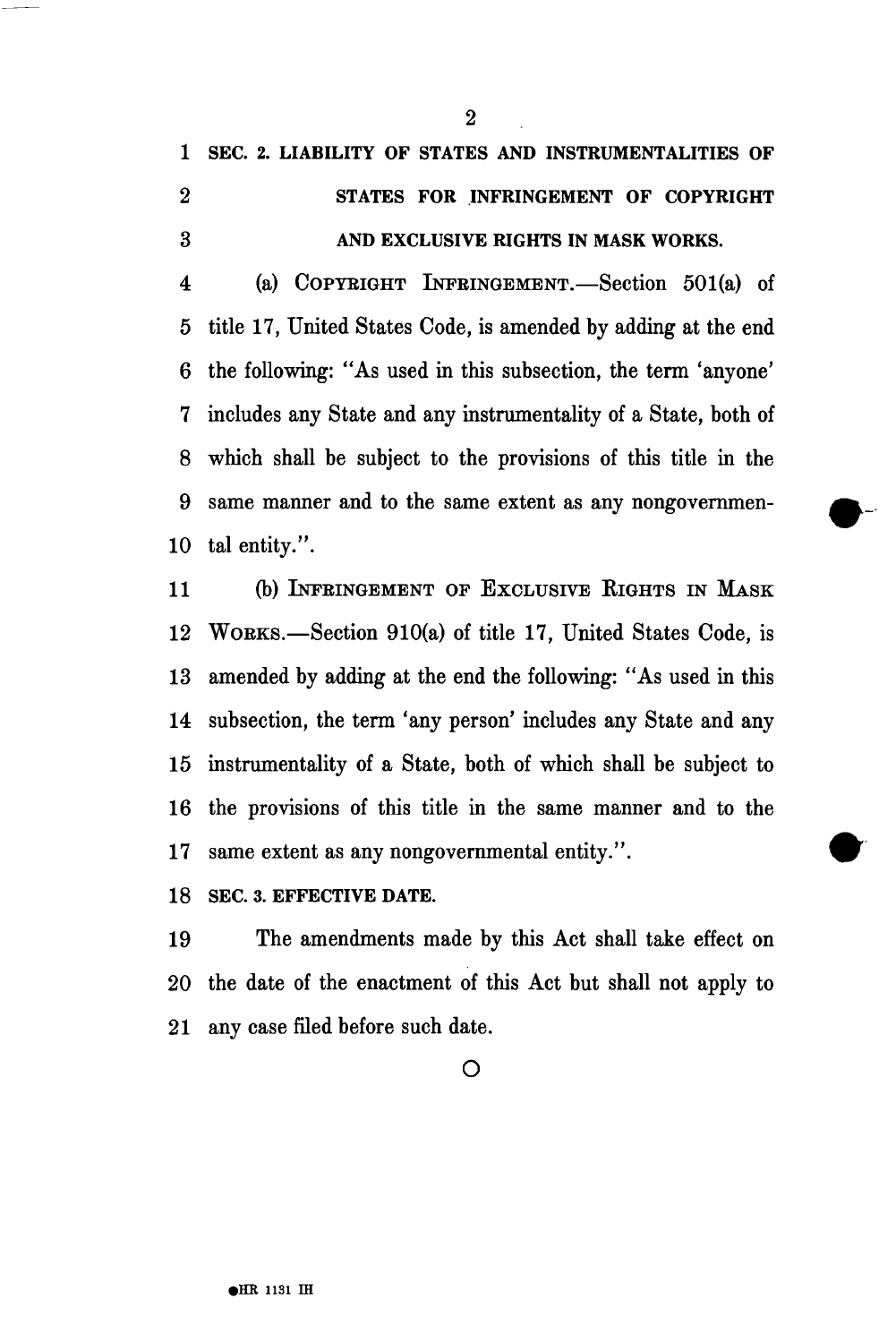**SEC. 2. LIABILITY OF STATES AND INSTRUMENTALITIES OF STATES FOR INFRINGEMENT OF COPYRIGHT AND EXCLUSIVE RIGHTS IN MASK WORKS.**

(a) COPYRIGHT INFRINGEMENT.—Section 501(a) of title 17, United States Code, is amended by adding at the end the following: "As used in this subsection, the term 'anyone' includes any State and any instrumentality of a State, both of which shall be subject to the provisions of this title in the same manner and to the same extent as any nongovernmental entity.".

(b) INFRINGEMENT OF EXCLUSIVE RIGHTS IN MASK WORKS.—Section 910(a) of title 17, United States Code, is amended by adding at the end the following: "As used in this subsection, the term 'any person' includes any State and any instrumentality of a State, both of which shall be subject to the provisions of this title in the same manner and to the same extent as any nongovernmental entity.".

**SEC. 3. EFFECTIVE DATE.**

The amendments made by this Act shall take effect on the date of the enactment of this Act but shall not apply to any case filed before such date.

O